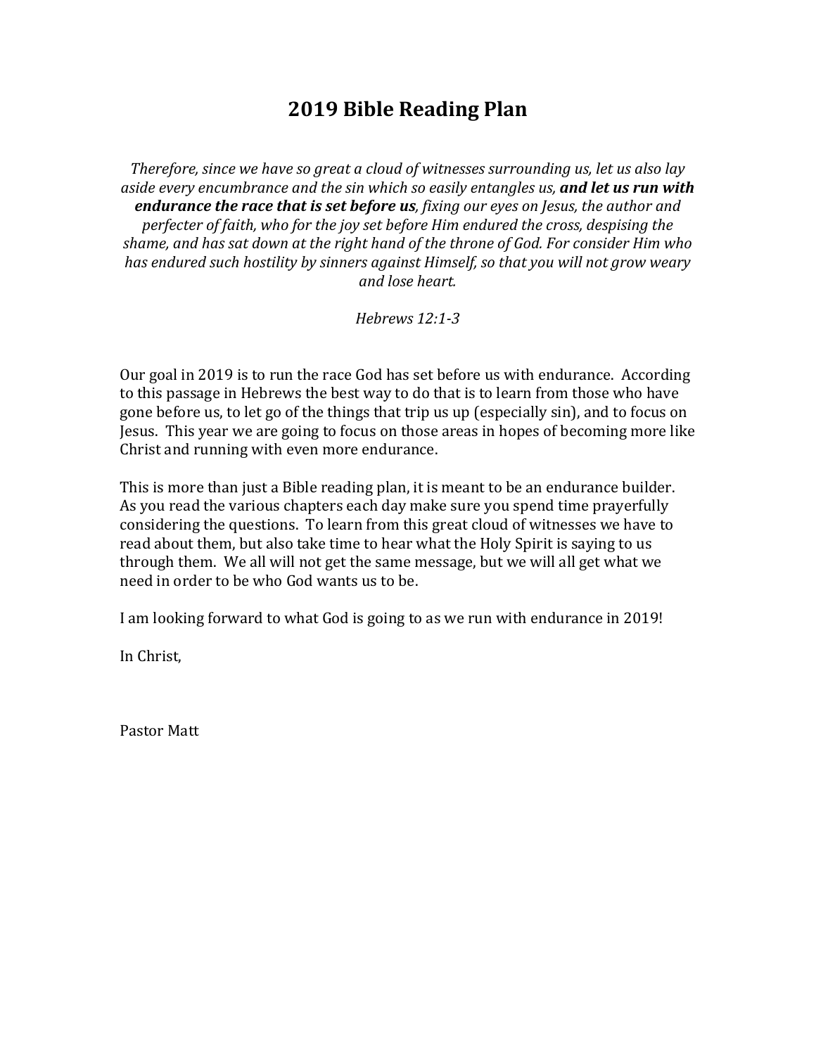# 2019 Bible Reading Plan

*Therefore, since we have so great a cloud of witnesses surrounding us, let us also lay aside every encumbrance and the sin which so easily entangles us,* ***and let us run with endurance the race that is set before us****, fixing our eyes on Jesus, the author and perfecter of faith, who for the joy set before Him endured the cross, despising the shame, and has sat down at the right hand of the throne of God. For consider Him who has endured such hostility by sinners against Himself, so that you will not grow weary and lose heart.*

*Hebrews 12:1-3*

Our goal in 2019 is to run the race God has set before us with endurance. According to this passage in Hebrews the best way to do that is to learn from those who have gone before us, to let go of the things that trip us up (especially sin), and to focus on Jesus. This year we are going to focus on those areas in hopes of becoming more like Christ and running with even more endurance.

This is more than just a Bible reading plan, it is meant to be an endurance builder. As you read the various chapters each day make sure you spend time prayerfully considering the questions. To learn from this great cloud of witnesses we have to read about them, but also take time to hear what the Holy Spirit is saying to us through them. We all will not get the same message, but we will all get what we need in order to be who God wants us to be.

I am looking forward to what God is going to as we run with endurance in 2019!

In Christ,

Pastor Matt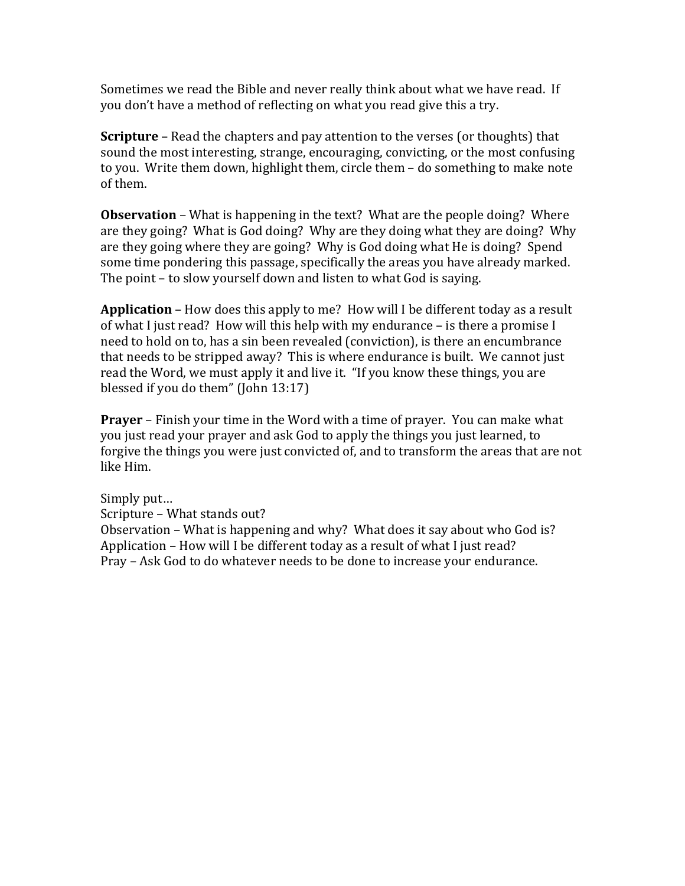Sometimes we read the Bible and never really think about what we have read. If you don't have a method of reflecting on what you read give this a try.

**Scripture** – Read the chapters and pay attention to the verses (or thoughts) that sound the most interesting, strange, encouraging, convicting, or the most confusing to you. Write them down, highlight them, circle them – do something to make note of them.

**Observation** – What is happening in the text? What are the people doing? Where are they going? What is God doing? Why are they doing what they are doing? Why are they going where they are going? Why is God doing what He is doing? Spend some time pondering this passage, specifically the areas you have already marked. The point – to slow yourself down and listen to what God is saying.

**Application** – How does this apply to me? How will I be different today as a result of what I just read? How will this help with my endurance – is there a promise I need to hold on to, has a sin been revealed (conviction), is there an encumbrance that needs to be stripped away? This is where endurance is built. We cannot just read the Word, we must apply it and live it. "If you know these things, you are blessed if you do them" (John 13:17)

**Prayer** – Finish your time in the Word with a time of prayer. You can make what you just read your prayer and ask God to apply the things you just learned, to forgive the things you were just convicted of, and to transform the areas that are not like Him.

Simply put…
Scripture – What stands out?
Observation – What is happening and why? What does it say about who God is?
Application – How will I be different today as a result of what I just read?
Pray – Ask God to do whatever needs to be done to increase your endurance.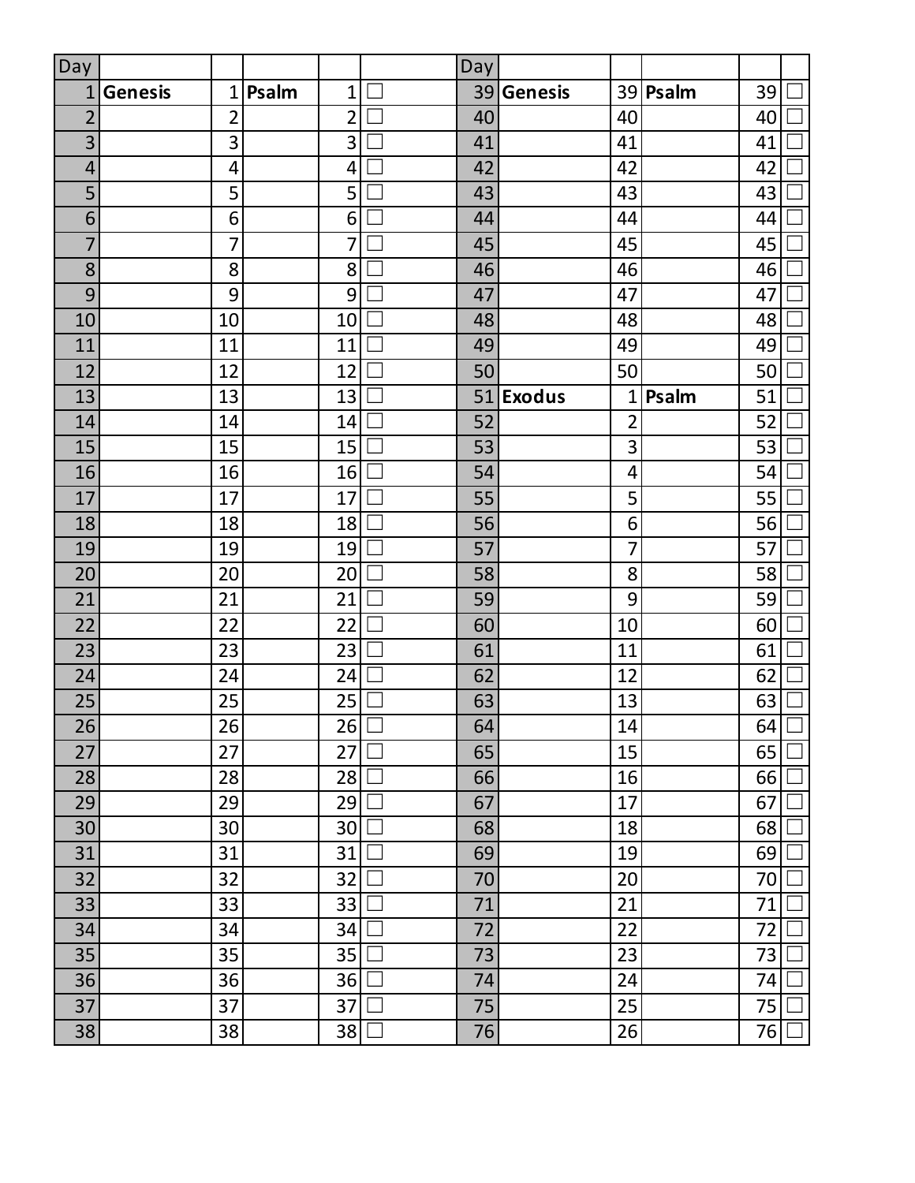| Day | | | | | |
|---|---|---|---|---|---|
| 1 | **Genesis** | 1 | **Psalm** | 1 | ☐ |
| 2 | | 2 | | 2 | ☐ |
| 3 | | 3 | | 3 | ☐ |
| 4 | | 4 | | 4 | ☐ |
| 5 | | 5 | | 5 | ☐ |
| 6 | | 6 | | 6 | ☐ |
| 7 | | 7 | | 7 | ☐ |
| 8 | | 8 | | 8 | ☐ |
| 9 | | 9 | | 9 | ☐ |
| 10 | | 10 | | 10 | ☐ |
| 11 | | 11 | | 11 | ☐ |
| 12 | | 12 | | 12 | ☐ |
| 13 | | 13 | | 13 | ☐ |
| 14 | | 14 | | 14 | ☐ |
| 15 | | 15 | | 15 | ☐ |
| 16 | | 16 | | 16 | ☐ |
| 17 | | 17 | | 17 | ☐ |
| 18 | | 18 | | 18 | ☐ |
| 19 | | 19 | | 19 | ☐ |
| 20 | | 20 | | 20 | ☐ |
| 21 | | 21 | | 21 | ☐ |
| 22 | | 22 | | 22 | ☐ |
| 23 | | 23 | | 23 | ☐ |
| 24 | | 24 | | 24 | ☐ |
| 25 | | 25 | | 25 | ☐ |
| 26 | | 26 | | 26 | ☐ |
| 27 | | 27 | | 27 | ☐ |
| 28 | | 28 | | 28 | ☐ |
| 29 | | 29 | | 29 | ☐ |
| 30 | | 30 | | 30 | ☐ |
| 31 | | 31 | | 31 | ☐ |
| 32 | | 32 | | 32 | ☐ |
| 33 | | 33 | | 33 | ☐ |
| 34 | | 34 | | 34 | ☐ |
| 35 | | 35 | | 35 | ☐ |
| 36 | | 36 | | 36 | ☐ |
| 37 | | 37 | | 37 | ☐ |
| 38 | | 38 | | 38 | ☐ |

| Day | | | | | |
|---|---|---|---|---|---|
| 39 | **Genesis** | 39 | **Psalm** | 39 | ☐ |
| 40 | | 40 | | 40 | ☐ |
| 41 | | 41 | | 41 | ☐ |
| 42 | | 42 | | 42 | ☐ |
| 43 | | 43 | | 43 | ☐ |
| 44 | | 44 | | 44 | ☐ |
| 45 | | 45 | | 45 | ☐ |
| 46 | | 46 | | 46 | ☐ |
| 47 | | 47 | | 47 | ☐ |
| 48 | | 48 | | 48 | ☐ |
| 49 | | 49 | | 49 | ☐ |
| 50 | | 50 | | 50 | ☐ |
| 51 | **Exodus** | 1 | **Psalm** | 51 | ☐ |
| 52 | | 2 | | 52 | ☐ |
| 53 | | 3 | | 53 | ☐ |
| 54 | | 4 | | 54 | ☐ |
| 55 | | 5 | | 55 | ☐ |
| 56 | | 6 | | 56 | ☐ |
| 57 | | 7 | | 57 | ☐ |
| 58 | | 8 | | 58 | ☐ |
| 59 | | 9 | | 59 | ☐ |
| 60 | | 10 | | 60 | ☐ |
| 61 | | 11 | | 61 | ☐ |
| 62 | | 12 | | 62 | ☐ |
| 63 | | 13 | | 63 | ☐ |
| 64 | | 14 | | 64 | ☐ |
| 65 | | 15 | | 65 | ☐ |
| 66 | | 16 | | 66 | ☐ |
| 67 | | 17 | | 67 | ☐ |
| 68 | | 18 | | 68 | ☐ |
| 69 | | 19 | | 69 | ☐ |
| 70 | | 20 | | 70 | ☐ |
| 71 | | 21 | | 71 | ☐ |
| 72 | | 22 | | 72 | ☐ |
| 73 | | 23 | | 73 | ☐ |
| 74 | | 24 | | 74 | ☐ |
| 75 | | 25 | | 75 | ☐ |
| 76 | | 26 | | 76 | ☐ |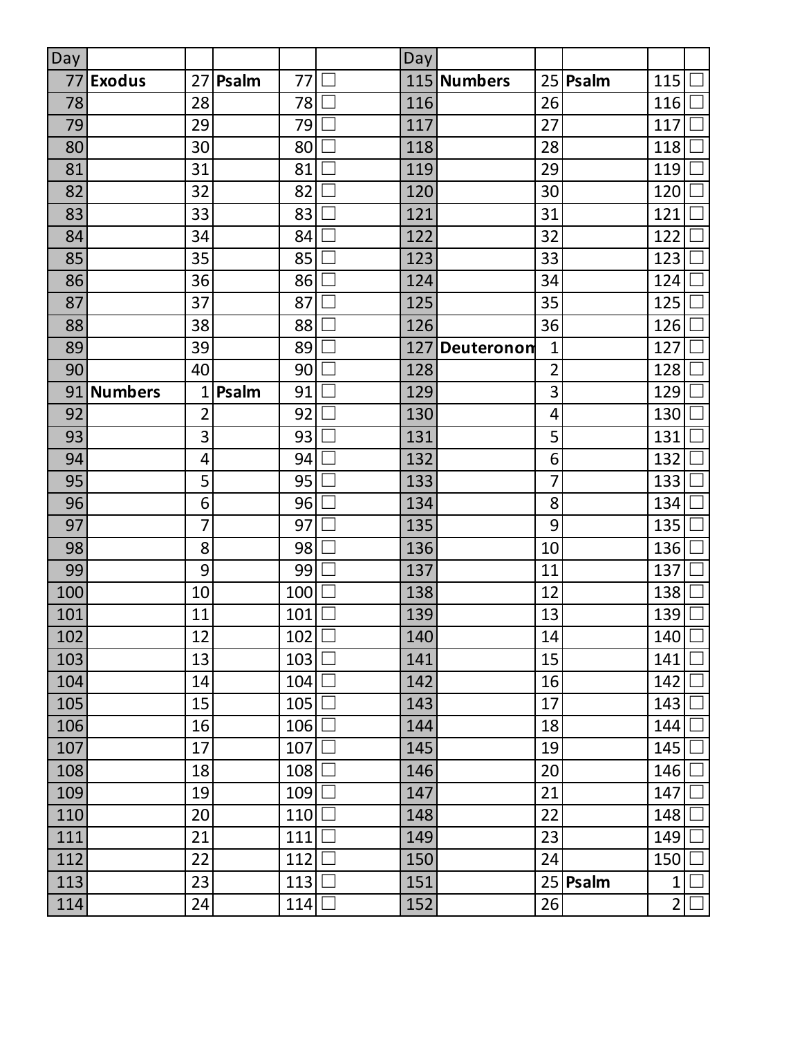| Day | | | | | | Day | | | | | |
|---|---|---|---|---|---|---|---|---|---|---|---|
| 77 | **Exodus** | 27 | **Psalm** | 77 | ☐ | 115 | **Numbers** | 25 | **Psalm** | 115 | ☐ |
| 78 | | 28 | | 78 | ☐ | 116 | | 26 | | 116 | ☐ |
| 79 | | 29 | | 79 | ☐ | 117 | | 27 | | 117 | ☐ |
| 80 | | 30 | | 80 | ☐ | 118 | | 28 | | 118 | ☐ |
| 81 | | 31 | | 81 | ☐ | 119 | | 29 | | 119 | ☐ |
| 82 | | 32 | | 82 | ☐ | 120 | | 30 | | 120 | ☐ |
| 83 | | 33 | | 83 | ☐ | 121 | | 31 | | 121 | ☐ |
| 84 | | 34 | | 84 | ☐ | 122 | | 32 | | 122 | ☐ |
| 85 | | 35 | | 85 | ☐ | 123 | | 33 | | 123 | ☐ |
| 86 | | 36 | | 86 | ☐ | 124 | | 34 | | 124 | ☐ |
| 87 | | 37 | | 87 | ☐ | 125 | | 35 | | 125 | ☐ |
| 88 | | 38 | | 88 | ☐ | 126 | | 36 | | 126 | ☐ |
| 89 | | 39 | | 89 | ☐ | 127 | **Deuteronom** | 1 | | 127 | ☐ |
| 90 | | 40 | | 90 | ☐ | 128 | | 2 | | 128 | ☐ |
| 91 | **Numbers** | 1 | **Psalm** | 91 | ☐ | 129 | | 3 | | 129 | ☐ |
| 92 | | 2 | | 92 | ☐ | 130 | | 4 | | 130 | ☐ |
| 93 | | 3 | | 93 | ☐ | 131 | | 5 | | 131 | ☐ |
| 94 | | 4 | | 94 | ☐ | 132 | | 6 | | 132 | ☐ |
| 95 | | 5 | | 95 | ☐ | 133 | | 7 | | 133 | ☐ |
| 96 | | 6 | | 96 | ☐ | 134 | | 8 | | 134 | ☐ |
| 97 | | 7 | | 97 | ☐ | 135 | | 9 | | 135 | ☐ |
| 98 | | 8 | | 98 | ☐ | 136 | | 10 | | 136 | ☐ |
| 99 | | 9 | | 99 | ☐ | 137 | | 11 | | 137 | ☐ |
| 100 | | 10 | | 100 | ☐ | 138 | | 12 | | 138 | ☐ |
| 101 | | 11 | | 101 | ☐ | 139 | | 13 | | 139 | ☐ |
| 102 | | 12 | | 102 | ☐ | 140 | | 14 | | 140 | ☐ |
| 103 | | 13 | | 103 | ☐ | 141 | | 15 | | 141 | ☐ |
| 104 | | 14 | | 104 | ☐ | 142 | | 16 | | 142 | ☐ |
| 105 | | 15 | | 105 | ☐ | 143 | | 17 | | 143 | ☐ |
| 106 | | 16 | | 106 | ☐ | 144 | | 18 | | 144 | ☐ |
| 107 | | 17 | | 107 | ☐ | 145 | | 19 | | 145 | ☐ |
| 108 | | 18 | | 108 | ☐ | 146 | | 20 | | 146 | ☐ |
| 109 | | 19 | | 109 | ☐ | 147 | | 21 | | 147 | ☐ |
| 110 | | 20 | | 110 | ☐ | 148 | | 22 | | 148 | ☐ |
| 111 | | 21 | | 111 | ☐ | 149 | | 23 | | 149 | ☐ |
| 112 | | 22 | | 112 | ☐ | 150 | | 24 | | 150 | ☐ |
| 113 | | 23 | | 113 | ☐ | 151 | | 25 | **Psalm** | 1 | ☐ |
| 114 | | 24 | | 114 | ☐ | 152 | | 26 | | 2 | ☐ |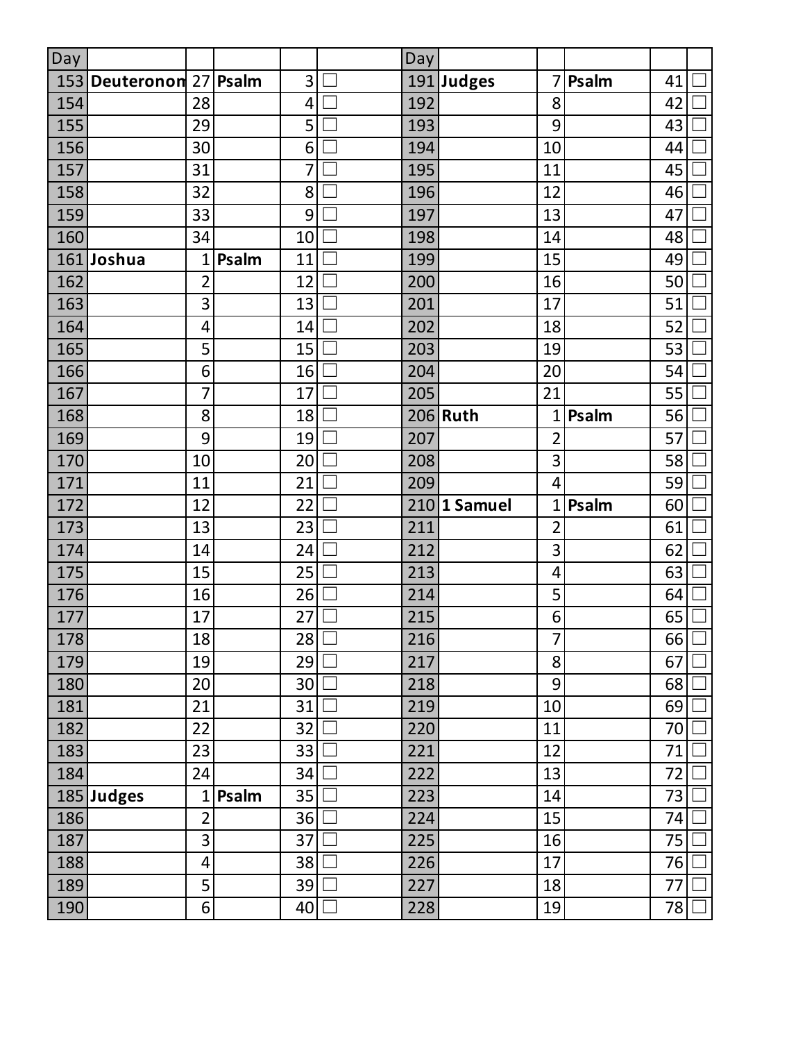| Day | | | | | | Day | | | | | |
|---|---|---|---|---|---|---|---|---|---|---|---|
| 153 | **Deuteronom** | 27 | **Psalm** | 3 | ☐ | 191 | **Judges** | 7 | **Psalm** | 41 | ☐ |
| 154 | | 28 | | 4 | ☐ | 192 | | 8 | | 42 | ☐ |
| 155 | | 29 | | 5 | ☐ | 193 | | 9 | | 43 | ☐ |
| 156 | | 30 | | 6 | ☐ | 194 | | 10 | | 44 | ☐ |
| 157 | | 31 | | 7 | ☐ | 195 | | 11 | | 45 | ☐ |
| 158 | | 32 | | 8 | ☐ | 196 | | 12 | | 46 | ☐ |
| 159 | | 33 | | 9 | ☐ | 197 | | 13 | | 47 | ☐ |
| 160 | | 34 | | 10 | ☐ | 198 | | 14 | | 48 | ☐ |
| 161 | **Joshua** | 1 | **Psalm** | 11 | ☐ | 199 | | 15 | | 49 | ☐ |
| 162 | | 2 | | 12 | ☐ | 200 | | 16 | | 50 | ☐ |
| 163 | | 3 | | 13 | ☐ | 201 | | 17 | | 51 | ☐ |
| 164 | | 4 | | 14 | ☐ | 202 | | 18 | | 52 | ☐ |
| 165 | | 5 | | 15 | ☐ | 203 | | 19 | | 53 | ☐ |
| 166 | | 6 | | 16 | ☐ | 204 | | 20 | | 54 | ☐ |
| 167 | | 7 | | 17 | ☐ | 205 | | 21 | | 55 | ☐ |
| 168 | | 8 | | 18 | ☐ | 206 | **Ruth** | 1 | **Psalm** | 56 | ☐ |
| 169 | | 9 | | 19 | ☐ | 207 | | 2 | | 57 | ☐ |
| 170 | | 10 | | 20 | ☐ | 208 | | 3 | | 58 | ☐ |
| 171 | | 11 | | 21 | ☐ | 209 | | 4 | | 59 | ☐ |
| 172 | | 12 | | 22 | ☐ | 210 | **1 Samuel** | 1 | **Psalm** | 60 | ☐ |
| 173 | | 13 | | 23 | ☐ | 211 | | 2 | | 61 | ☐ |
| 174 | | 14 | | 24 | ☐ | 212 | | 3 | | 62 | ☐ |
| 175 | | 15 | | 25 | ☐ | 213 | | 4 | | 63 | ☐ |
| 176 | | 16 | | 26 | ☐ | 214 | | 5 | | 64 | ☐ |
| 177 | | 17 | | 27 | ☐ | 215 | | 6 | | 65 | ☐ |
| 178 | | 18 | | 28 | ☐ | 216 | | 7 | | 66 | ☐ |
| 179 | | 19 | | 29 | ☐ | 217 | | 8 | | 67 | ☐ |
| 180 | | 20 | | 30 | ☐ | 218 | | 9 | | 68 | ☐ |
| 181 | | 21 | | 31 | ☐ | 219 | | 10 | | 69 | ☐ |
| 182 | | 22 | | 32 | ☐ | 220 | | 11 | | 70 | ☐ |
| 183 | | 23 | | 33 | ☐ | 221 | | 12 | | 71 | ☐ |
| 184 | | 24 | | 34 | ☐ | 222 | | 13 | | 72 | ☐ |
| 185 | **Judges** | 1 | **Psalm** | 35 | ☐ | 223 | | 14 | | 73 | ☐ |
| 186 | | 2 | | 36 | ☐ | 224 | | 15 | | 74 | ☐ |
| 187 | | 3 | | 37 | ☐ | 225 | | 16 | | 75 | ☐ |
| 188 | | 4 | | 38 | ☐ | 226 | | 17 | | 76 | ☐ |
| 189 | | 5 | | 39 | ☐ | 227 | | 18 | | 77 | ☐ |
| 190 | | 6 | | 40 | ☐ | 228 | | 19 | | 78 | ☐ |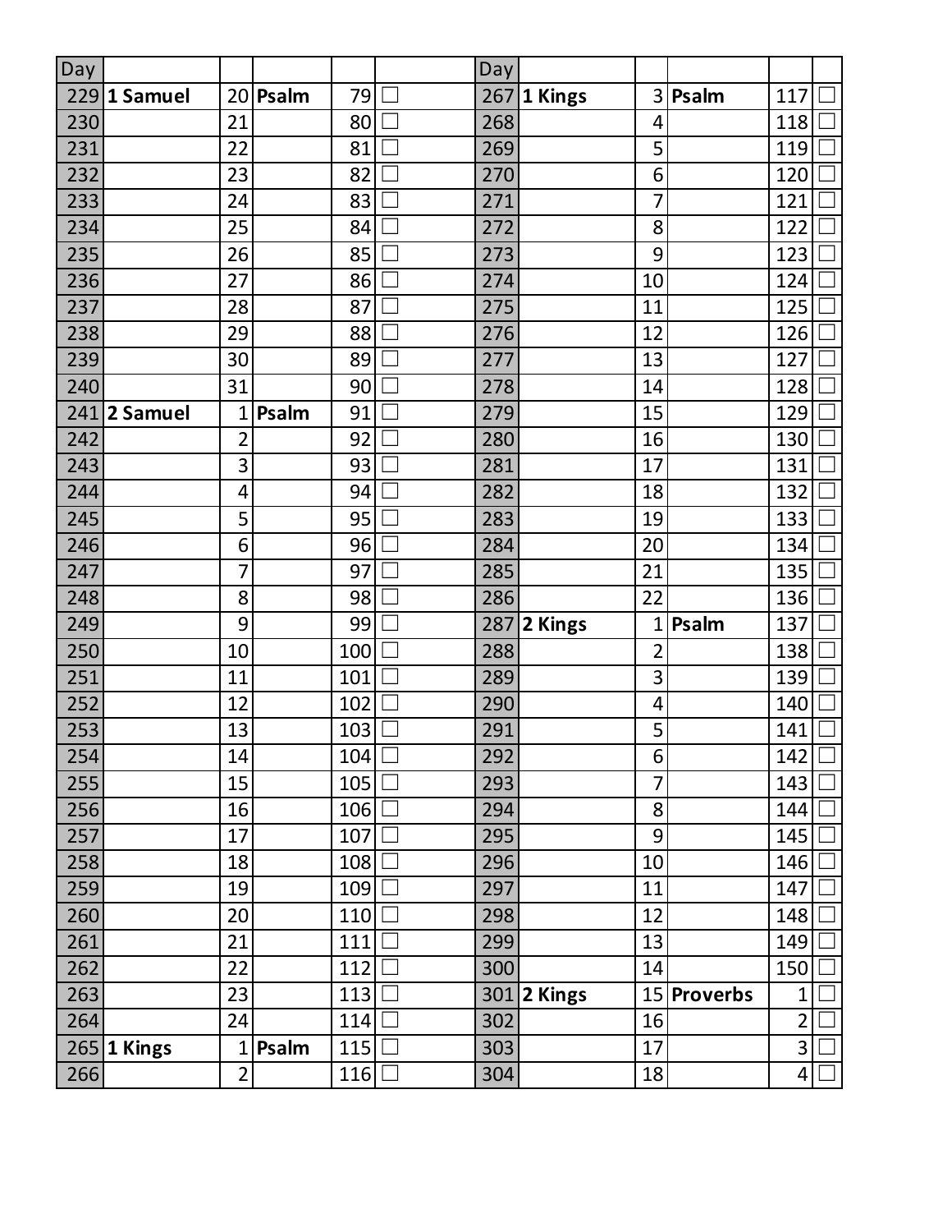| Day | | | | | | Day | | | | | |
|---|---|---|---|---|---|---|---|---|---|---|---|
| 229 | **1 Samuel** | 20 | **Psalm** | 79 | ☐ | 267 | **1 Kings** | 3 | **Psalm** | 117 | ☐ |
| 230 | | 21 | | 80 | ☐ | 268 | | 4 | | 118 | ☐ |
| 231 | | 22 | | 81 | ☐ | 269 | | 5 | | 119 | ☐ |
| 232 | | 23 | | 82 | ☐ | 270 | | 6 | | 120 | ☐ |
| 233 | | 24 | | 83 | ☐ | 271 | | 7 | | 121 | ☐ |
| 234 | | 25 | | 84 | ☐ | 272 | | 8 | | 122 | ☐ |
| 235 | | 26 | | 85 | ☐ | 273 | | 9 | | 123 | ☐ |
| 236 | | 27 | | 86 | ☐ | 274 | | 10 | | 124 | ☐ |
| 237 | | 28 | | 87 | ☐ | 275 | | 11 | | 125 | ☐ |
| 238 | | 29 | | 88 | ☐ | 276 | | 12 | | 126 | ☐ |
| 239 | | 30 | | 89 | ☐ | 277 | | 13 | | 127 | ☐ |
| 240 | | 31 | | 90 | ☐ | 278 | | 14 | | 128 | ☐ |
| 241 | **2 Samuel** | 1 | **Psalm** | 91 | ☐ | 279 | | 15 | | 129 | ☐ |
| 242 | | 2 | | 92 | ☐ | 280 | | 16 | | 130 | ☐ |
| 243 | | 3 | | 93 | ☐ | 281 | | 17 | | 131 | ☐ |
| 244 | | 4 | | 94 | ☐ | 282 | | 18 | | 132 | ☐ |
| 245 | | 5 | | 95 | ☐ | 283 | | 19 | | 133 | ☐ |
| 246 | | 6 | | 96 | ☐ | 284 | | 20 | | 134 | ☐ |
| 247 | | 7 | | 97 | ☐ | 285 | | 21 | | 135 | ☐ |
| 248 | | 8 | | 98 | ☐ | 286 | | 22 | | 136 | ☐ |
| 249 | | 9 | | 99 | ☐ | 287 | **2 Kings** | 1 | **Psalm** | 137 | ☐ |
| 250 | | 10 | | 100 | ☐ | 288 | | 2 | | 138 | ☐ |
| 251 | | 11 | | 101 | ☐ | 289 | | 3 | | 139 | ☐ |
| 252 | | 12 | | 102 | ☐ | 290 | | 4 | | 140 | ☐ |
| 253 | | 13 | | 103 | ☐ | 291 | | 5 | | 141 | ☐ |
| 254 | | 14 | | 104 | ☐ | 292 | | 6 | | 142 | ☐ |
| 255 | | 15 | | 105 | ☐ | 293 | | 7 | | 143 | ☐ |
| 256 | | 16 | | 106 | ☐ | 294 | | 8 | | 144 | ☐ |
| 257 | | 17 | | 107 | ☐ | 295 | | 9 | | 145 | ☐ |
| 258 | | 18 | | 108 | ☐ | 296 | | 10 | | 146 | ☐ |
| 259 | | 19 | | 109 | ☐ | 297 | | 11 | | 147 | ☐ |
| 260 | | 20 | | 110 | ☐ | 298 | | 12 | | 148 | ☐ |
| 261 | | 21 | | 111 | ☐ | 299 | | 13 | | 149 | ☐ |
| 262 | | 22 | | 112 | ☐ | 300 | | 14 | | 150 | ☐ |
| 263 | | 23 | | 113 | ☐ | 301 | **2 Kings** | 15 | **Proverbs** | 1 | ☐ |
| 264 | | 24 | | 114 | ☐ | 302 | | 16 | | 2 | ☐ |
| 265 | **1 Kings** | 1 | **Psalm** | 115 | ☐ | 303 | | 17 | | 3 | ☐ |
| 266 | | 2 | | 116 | ☐ | 304 | | 18 | | 4 | ☐ |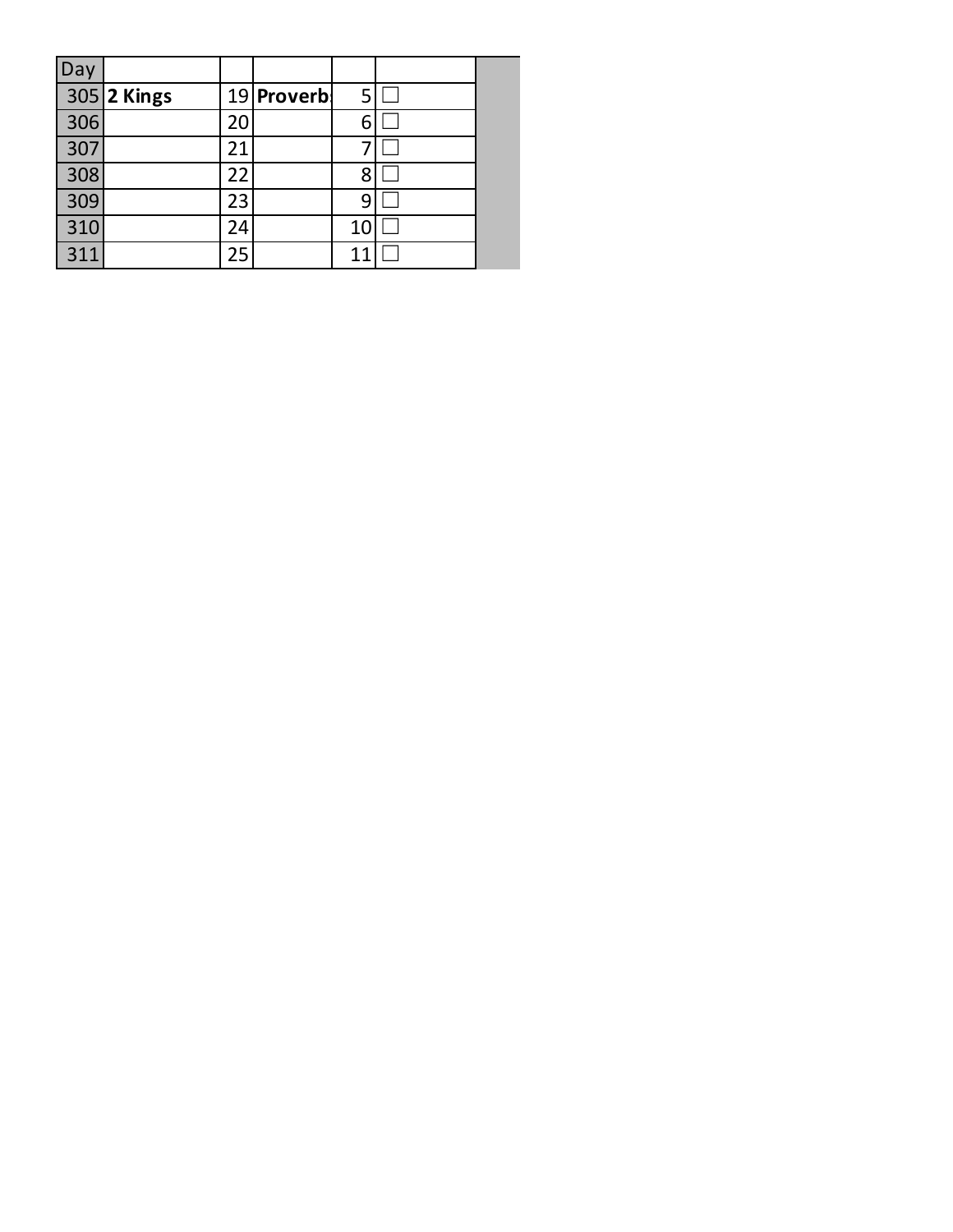| Day | | | | | | |
|---|---|---|---|---|---|---|
| 305 | **2 Kings** | 19 | **Proverb** | 5 | ☐ | |
| 306 | | 20 | | 6 | ☐ | |
| 307 | | 21 | | 7 | ☐ | |
| 308 | | 22 | | 8 | ☐ | |
| 309 | | 23 | | 9 | ☐ | |
| 310 | | 24 | | 10 | ☐ | |
| 311 | | 25 | | 11 | ☐ | |